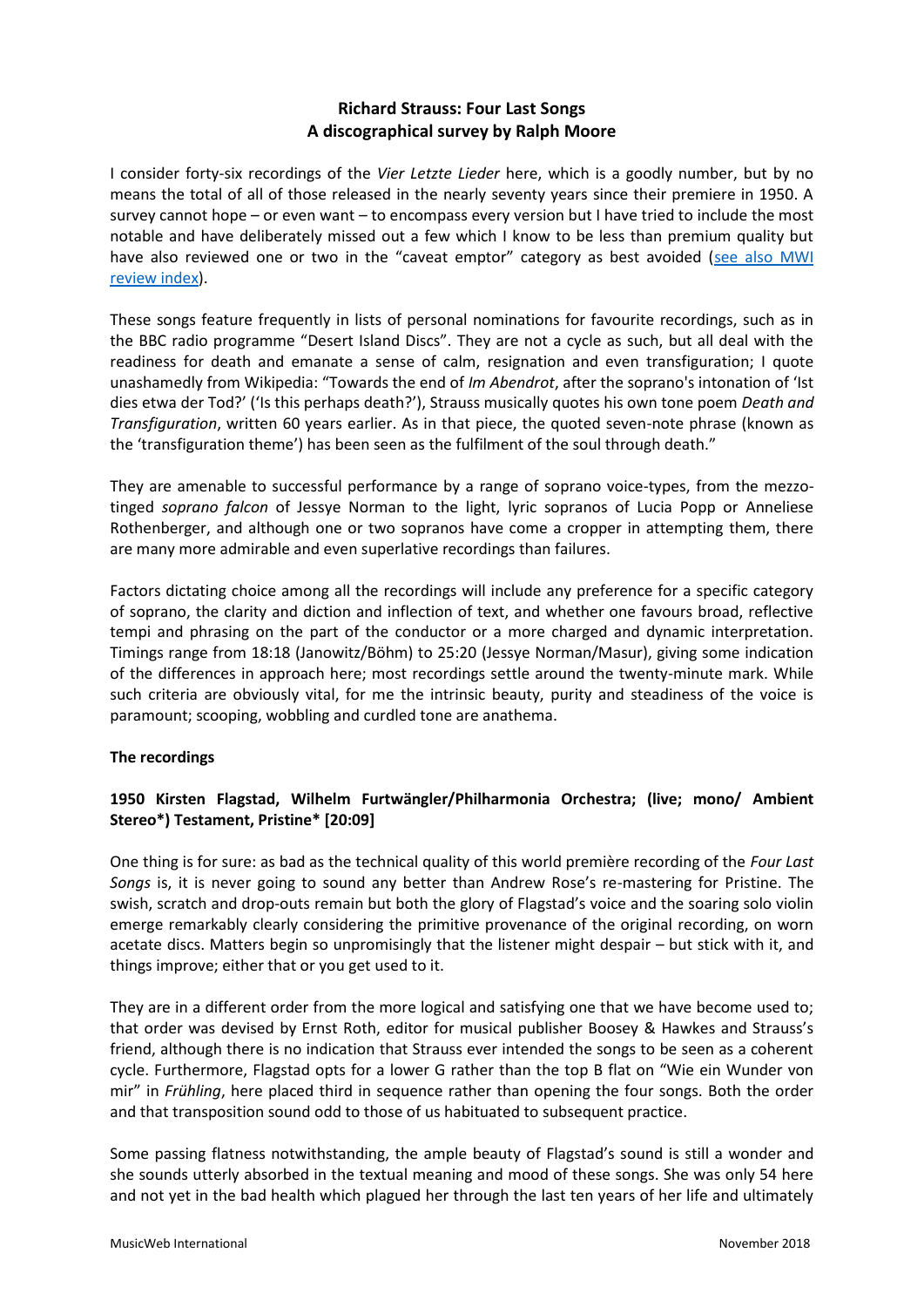# Richard Strauss: Four Last Songs
## A discographical survey by Ralph Moore

I consider forty-six recordings of the *Vier Letzte Lieder* here, which is a goodly number, but by no means the total of all of those released in the nearly seventy years since their premiere in 1950. A survey cannot hope – or even want – to encompass every version but I have tried to include the most notable and have deliberately missed out a few which I know to be less than premium quality but have also reviewed one or two in the "caveat emptor" category as best avoided (see also MWI review index).

These songs feature frequently in lists of personal nominations for favourite recordings, such as in the BBC radio programme "Desert Island Discs". They are not a cycle as such, but all deal with the readiness for death and emanate a sense of calm, resignation and even transfiguration; I quote unashamedly from Wikipedia: "Towards the end of *Im Abendrot*, after the soprano's intonation of 'Ist dies etwa der Tod?' ('Is this perhaps death?'), Strauss musically quotes his own tone poem *Death and Transfiguration*, written 60 years earlier. As in that piece, the quoted seven-note phrase (known as the 'transfiguration theme') has been seen as the fulfilment of the soul through death."

They are amenable to successful performance by a range of soprano voice-types, from the mezzo-tinged *soprano falcon* of Jessye Norman to the light, lyric sopranos of Lucia Popp or Anneliese Rothenberger, and although one or two sopranos have come a cropper in attempting them, there are many more admirable and even superlative recordings than failures.

Factors dictating choice among all the recordings will include any preference for a specific category of soprano, the clarity and diction and inflection of text, and whether one favours broad, reflective tempi and phrasing on the part of the conductor or a more charged and dynamic interpretation. Timings range from 18:18 (Janowitz/Böhm) to 25:20 (Jessye Norman/Masur), giving some indication of the differences in approach here; most recordings settle around the twenty-minute mark. While such criteria are obviously vital, for me the intrinsic beauty, purity and steadiness of the voice is paramount; scooping, wobbling and curdled tone are anathema.

**The recordings**

**1950 Kirsten Flagstad, Wilhelm Furtwängler/Philharmonia Orchestra; (live; mono/ Ambient Stereo*) Testament, Pristine* [20:09]**

One thing is for sure: as bad as the technical quality of this world première recording of the *Four Last Songs* is, it is never going to sound any better than Andrew Rose's re-mastering for Pristine. The swish, scratch and drop-outs remain but both the glory of Flagstad's voice and the soaring solo violin emerge remarkably clearly considering the primitive provenance of the original recording, on worn acetate discs. Matters begin so unpromisingly that the listener might despair – but stick with it, and things improve; either that or you get used to it.

They are in a different order from the more logical and satisfying one that we have become used to; that order was devised by Ernst Roth, editor for musical publisher Boosey & Hawkes and Strauss's friend, although there is no indication that Strauss ever intended the songs to be seen as a coherent cycle. Furthermore, Flagstad opts for a lower G rather than the top B flat on "Wie ein Wunder von mir" in *Frühling*, here placed third in sequence rather than opening the four songs. Both the order and that transposition sound odd to those of us habituated to subsequent practice.

Some passing flatness notwithstanding, the ample beauty of Flagstad's sound is still a wonder and she sounds utterly absorbed in the textual meaning and mood of these songs. She was only 54 here and not yet in the bad health which plagued her through the last ten years of her life and ultimately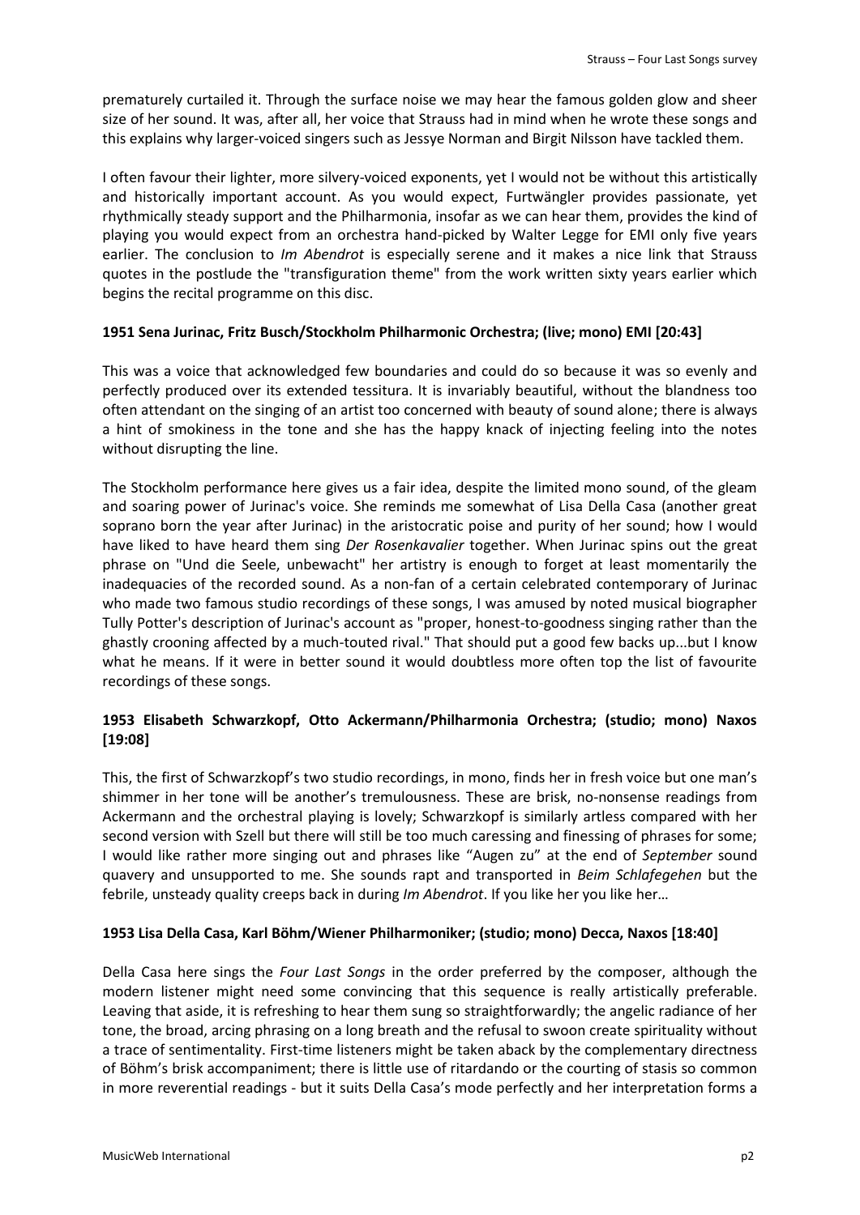prematurely curtailed it. Through the surface noise we may hear the famous golden glow and sheer size of her sound. It was, after all, her voice that Strauss had in mind when he wrote these songs and this explains why larger-voiced singers such as Jessye Norman and Birgit Nilsson have tackled them.

I often favour their lighter, more silvery-voiced exponents, yet I would not be without this artistically and historically important account. As you would expect, Furtwängler provides passionate, yet rhythmically steady support and the Philharmonia, insofar as we can hear them, provides the kind of playing you would expect from an orchestra hand-picked by Walter Legge for EMI only five years earlier. The conclusion to *Im Abendrot* is especially serene and it makes a nice link that Strauss quotes in the postlude the "transfiguration theme" from the work written sixty years earlier which begins the recital programme on this disc.

**1951 Sena Jurinac, Fritz Busch/Stockholm Philharmonic Orchestra; (live; mono) EMI [20:43]**

This was a voice that acknowledged few boundaries and could do so because it was so evenly and perfectly produced over its extended tessitura. It is invariably beautiful, without the blandness too often attendant on the singing of an artist too concerned with beauty of sound alone; there is always a hint of smokiness in the tone and she has the happy knack of injecting feeling into the notes without disrupting the line.

The Stockholm performance here gives us a fair idea, despite the limited mono sound, of the gleam and soaring power of Jurinac's voice. She reminds me somewhat of Lisa Della Casa (another great soprano born the year after Jurinac) in the aristocratic poise and purity of her sound; how I would have liked to have heard them sing *Der Rosenkavalier* together. When Jurinac spins out the great phrase on "Und die Seele, unbewacht" her artistry is enough to forget at least momentarily the inadequacies of the recorded sound. As a non-fan of a certain celebrated contemporary of Jurinac who made two famous studio recordings of these songs, I was amused by noted musical biographer Tully Potter's description of Jurinac's account as "proper, honest-to-goodness singing rather than the ghastly crooning affected by a much-touted rival." That should put a good few backs up...but I know what he means. If it were in better sound it would doubtless more often top the list of favourite recordings of these songs.

**1953 Elisabeth Schwarzkopf, Otto Ackermann/Philharmonia Orchestra; (studio; mono) Naxos [19:08]**

This, the first of Schwarzkopf's two studio recordings, in mono, finds her in fresh voice but one man's shimmer in her tone will be another's tremulousness. These are brisk, no-nonsense readings from Ackermann and the orchestral playing is lovely; Schwarzkopf is similarly artless compared with her second version with Szell but there will still be too much caressing and finessing of phrases for some; I would like rather more singing out and phrases like "Augen zu" at the end of *September* sound quavery and unsupported to me. She sounds rapt and transported in *Beim Schlafegehen* but the febrile, unsteady quality creeps back in during *Im Abendrot*. If you like her you like her…

**1953 Lisa Della Casa, Karl Böhm/Wiener Philharmoniker; (studio; mono) Decca, Naxos [18:40]**

Della Casa here sings the *Four Last Songs* in the order preferred by the composer, although the modern listener might need some convincing that this sequence is really artistically preferable. Leaving that aside, it is refreshing to hear them sung so straightforwardly; the angelic radiance of her tone, the broad, arcing phrasing on a long breath and the refusal to swoon create spirituality without a trace of sentimentality. First-time listeners might be taken aback by the complementary directness of Böhm's brisk accompaniment; there is little use of ritardando or the courting of stasis so common in more reverential readings - but it suits Della Casa's mode perfectly and her interpretation forms a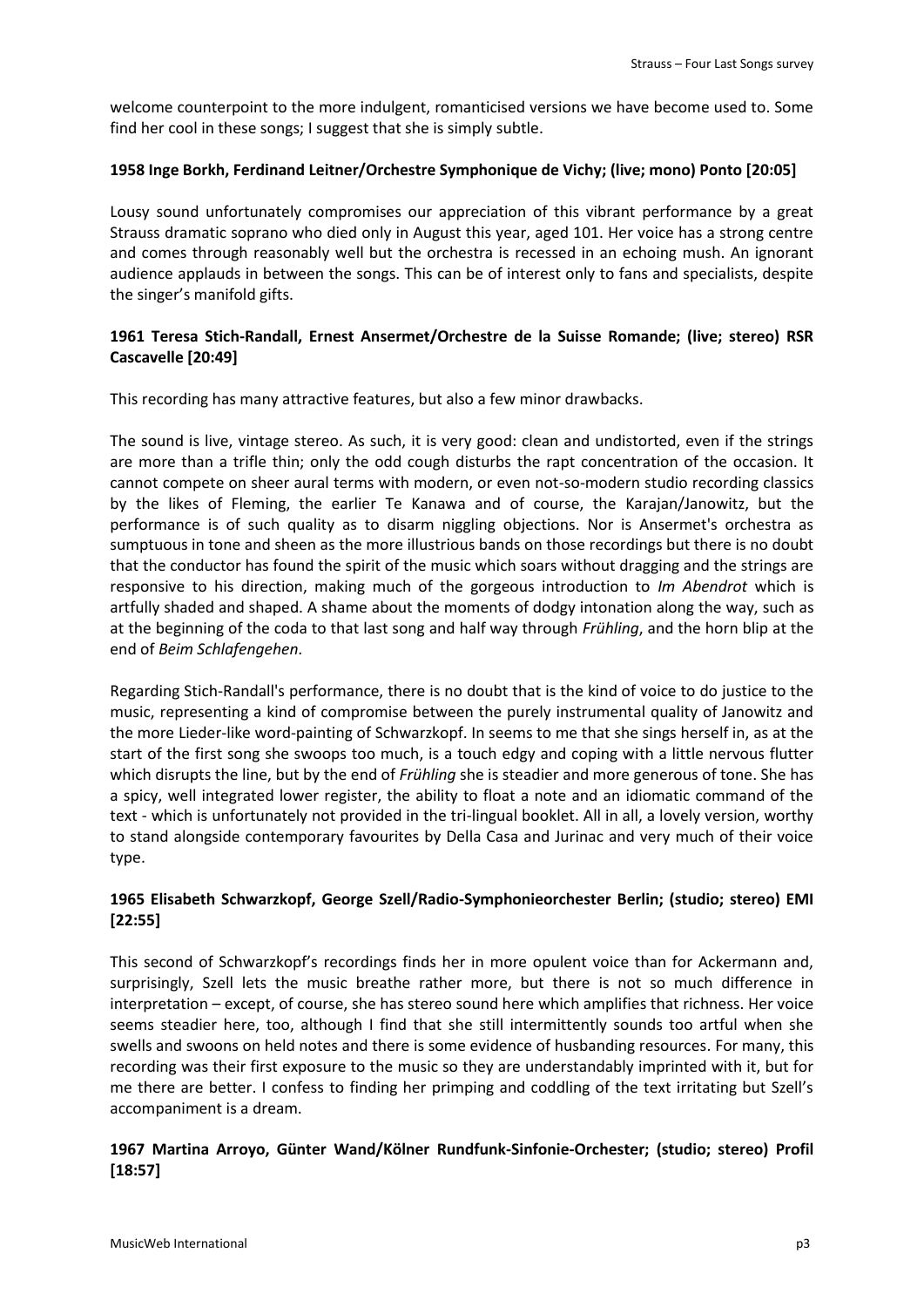welcome counterpoint to the more indulgent, romanticised versions we have become used to. Some find her cool in these songs; I suggest that she is simply subtle.

**1958 Inge Borkh, Ferdinand Leitner/Orchestre Symphonique de Vichy; (live; mono) Ponto [20:05]**

Lousy sound unfortunately compromises our appreciation of this vibrant performance by a great Strauss dramatic soprano who died only in August this year, aged 101. Her voice has a strong centre and comes through reasonably well but the orchestra is recessed in an echoing mush. An ignorant audience applauds in between the songs. This can be of interest only to fans and specialists, despite the singer's manifold gifts.

**1961 Teresa Stich-Randall, Ernest Ansermet/Orchestre de la Suisse Romande; (live; stereo) RSR Cascavelle [20:49]**

This recording has many attractive features, but also a few minor drawbacks.

The sound is live, vintage stereo. As such, it is very good: clean and undistorted, even if the strings are more than a trifle thin; only the odd cough disturbs the rapt concentration of the occasion. It cannot compete on sheer aural terms with modern, or even not-so-modern studio recording classics by the likes of Fleming, the earlier Te Kanawa and of course, the Karajan/Janowitz, but the performance is of such quality as to disarm niggling objections. Nor is Ansermet's orchestra as sumptuous in tone and sheen as the more illustrious bands on those recordings but there is no doubt that the conductor has found the spirit of the music which soars without dragging and the strings are responsive to his direction, making much of the gorgeous introduction to *Im Abendrot* which is artfully shaded and shaped. A shame about the moments of dodgy intonation along the way, such as at the beginning of the coda to that last song and half way through *Frühling*, and the horn blip at the end of *Beim Schlafengehen*.

Regarding Stich-Randall's performance, there is no doubt that is the kind of voice to do justice to the music, representing a kind of compromise between the purely instrumental quality of Janowitz and the more Lieder-like word-painting of Schwarzkopf. In seems to me that she sings herself in, as at the start of the first song she swoops too much, is a touch edgy and coping with a little nervous flutter which disrupts the line, but by the end of *Frühling* she is steadier and more generous of tone. She has a spicy, well integrated lower register, the ability to float a note and an idiomatic command of the text - which is unfortunately not provided in the tri-lingual booklet. All in all, a lovely version, worthy to stand alongside contemporary favourites by Della Casa and Jurinac and very much of their voice type.

**1965 Elisabeth Schwarzkopf, George Szell/Radio-Symphonieorchester Berlin; (studio; stereo) EMI [22:55]**

This second of Schwarzkopf's recordings finds her in more opulent voice than for Ackermann and, surprisingly, Szell lets the music breathe rather more, but there is not so much difference in interpretation – except, of course, she has stereo sound here which amplifies that richness. Her voice seems steadier here, too, although I find that she still intermittently sounds too artful when she swells and swoons on held notes and there is some evidence of husbanding resources. For many, this recording was their first exposure to the music so they are understandably imprinted with it, but for me there are better. I confess to finding her primping and coddling of the text irritating but Szell's accompaniment is a dream.

**1967 Martina Arroyo, Günter Wand/Kölner Rundfunk-Sinfonie-Orchester; (studio; stereo) Profil [18:57]**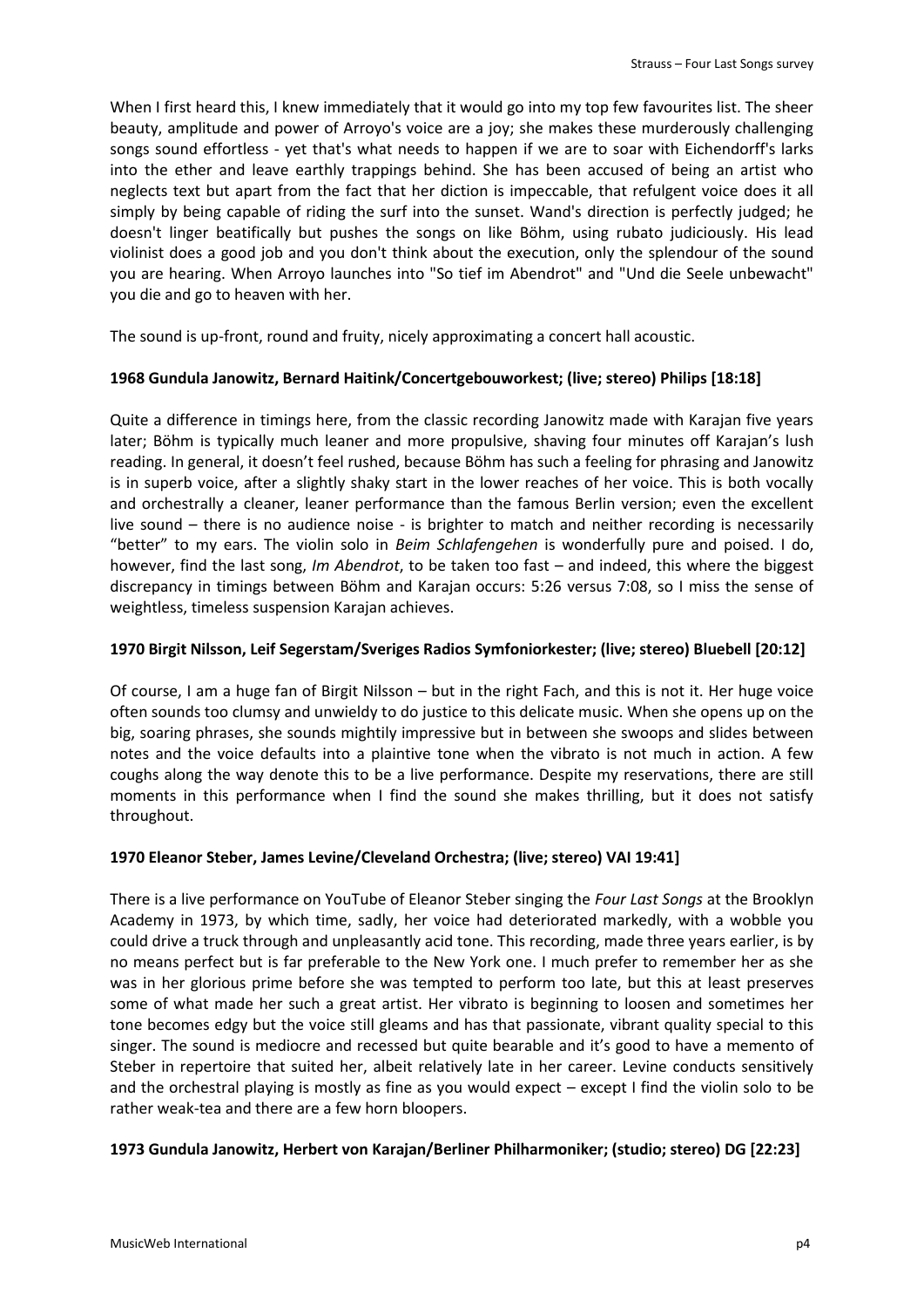When I first heard this, I knew immediately that it would go into my top few favourites list. The sheer beauty, amplitude and power of Arroyo's voice are a joy; she makes these murderously challenging songs sound effortless - yet that's what needs to happen if we are to soar with Eichendorff's larks into the ether and leave earthly trappings behind. She has been accused of being an artist who neglects text but apart from the fact that her diction is impeccable, that refulgent voice does it all simply by being capable of riding the surf into the sunset. Wand's direction is perfectly judged; he doesn't linger beatifically but pushes the songs on like Böhm, using rubato judiciously. His lead violinist does a good job and you don't think about the execution, only the splendour of the sound you are hearing. When Arroyo launches into "So tief im Abendrot" and "Und die Seele unbewacht" you die and go to heaven with her.

The sound is up-front, round and fruity, nicely approximating a concert hall acoustic.

**1968 Gundula Janowitz, Bernard Haitink/Concertgebouworkest; (live; stereo) Philips [18:18]**

Quite a difference in timings here, from the classic recording Janowitz made with Karajan five years later; Böhm is typically much leaner and more propulsive, shaving four minutes off Karajan's lush reading. In general, it doesn't feel rushed, because Böhm has such a feeling for phrasing and Janowitz is in superb voice, after a slightly shaky start in the lower reaches of her voice. This is both vocally and orchestrally a cleaner, leaner performance than the famous Berlin version; even the excellent live sound – there is no audience noise - is brighter to match and neither recording is necessarily "better" to my ears. The violin solo in *Beim Schlafengehen* is wonderfully pure and poised. I do, however, find the last song, *Im Abendrot*, to be taken too fast – and indeed, this where the biggest discrepancy in timings between Böhm and Karajan occurs: 5:26 versus 7:08, so I miss the sense of weightless, timeless suspension Karajan achieves.

**1970 Birgit Nilsson, Leif Segerstam/Sveriges Radios Symfoniorkester; (live; stereo) Bluebell [20:12]**

Of course, I am a huge fan of Birgit Nilsson – but in the right Fach, and this is not it. Her huge voice often sounds too clumsy and unwieldy to do justice to this delicate music. When she opens up on the big, soaring phrases, she sounds mightily impressive but in between she swoops and slides between notes and the voice defaults into a plaintive tone when the vibrato is not much in action. A few coughs along the way denote this to be a live performance. Despite my reservations, there are still moments in this performance when I find the sound she makes thrilling, but it does not satisfy throughout.

**1970 Eleanor Steber, James Levine/Cleveland Orchestra; (live; stereo) VAI 19:41]**

There is a live performance on YouTube of Eleanor Steber singing the *Four Last Songs* at the Brooklyn Academy in 1973, by which time, sadly, her voice had deteriorated markedly, with a wobble you could drive a truck through and unpleasantly acid tone. This recording, made three years earlier, is by no means perfect but is far preferable to the New York one. I much prefer to remember her as she was in her glorious prime before she was tempted to perform too late, but this at least preserves some of what made her such a great artist. Her vibrato is beginning to loosen and sometimes her tone becomes edgy but the voice still gleams and has that passionate, vibrant quality special to this singer. The sound is mediocre and recessed but quite bearable and it's good to have a memento of Steber in repertoire that suited her, albeit relatively late in her career. Levine conducts sensitively and the orchestral playing is mostly as fine as you would expect – except I find the violin solo to be rather weak-tea and there are a few horn bloopers.

**1973 Gundula Janowitz, Herbert von Karajan/Berliner Philharmoniker; (studio; stereo) DG [22:23]**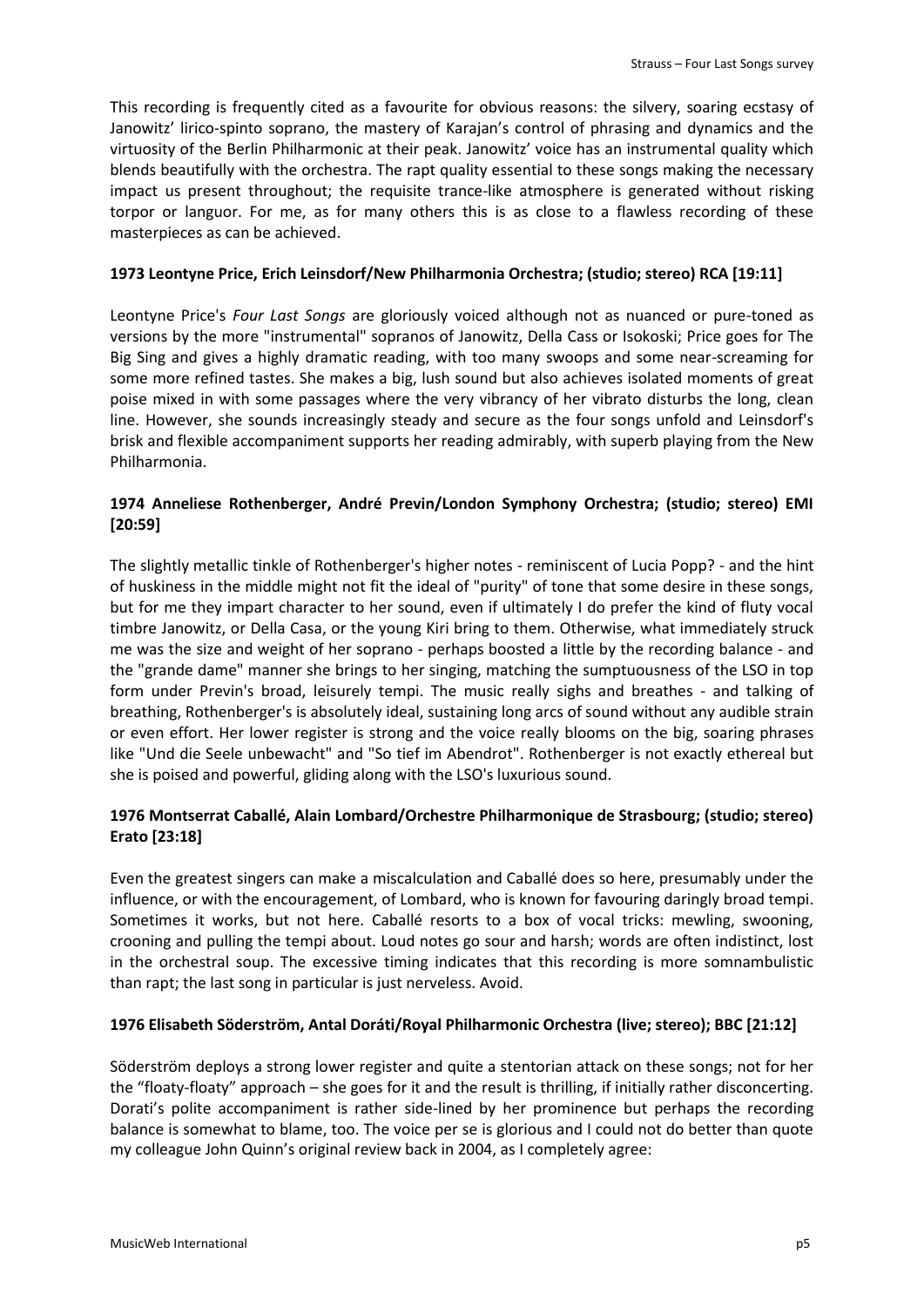This recording is frequently cited as a favourite for obvious reasons: the silvery, soaring ecstasy of Janowitz' lirico-spinto soprano, the mastery of Karajan's control of phrasing and dynamics and the virtuosity of the Berlin Philharmonic at their peak. Janowitz' voice has an instrumental quality which blends beautifully with the orchestra. The rapt quality essential to these songs making the necessary impact us present throughout; the requisite trance-like atmosphere is generated without risking torpor or languor. For me, as for many others this is as close to a flawless recording of these masterpieces as can be achieved.

**1973 Leontyne Price, Erich Leinsdorf/New Philharmonia Orchestra; (studio; stereo) RCA [19:11]**

Leontyne Price's *Four Last Songs* are gloriously voiced although not as nuanced or pure-toned as versions by the more "instrumental" sopranos of Janowitz, Della Cass or Isokoski; Price goes for The Big Sing and gives a highly dramatic reading, with too many swoops and some near-screaming for some more refined tastes. She makes a big, lush sound but also achieves isolated moments of great poise mixed in with some passages where the very vibrancy of her vibrato disturbs the long, clean line. However, she sounds increasingly steady and secure as the four songs unfold and Leinsdorf's brisk and flexible accompaniment supports her reading admirably, with superb playing from the New Philharmonia.

**1974 Anneliese Rothenberger, André Previn/London Symphony Orchestra; (studio; stereo) EMI [20:59]**

The slightly metallic tinkle of Rothenberger's higher notes - reminiscent of Lucia Popp? - and the hint of huskiness in the middle might not fit the ideal of "purity" of tone that some desire in these songs, but for me they impart character to her sound, even if ultimately I do prefer the kind of fluty vocal timbre Janowitz, or Della Casa, or the young Kiri bring to them. Otherwise, what immediately struck me was the size and weight of her soprano - perhaps boosted a little by the recording balance - and the "grande dame" manner she brings to her singing, matching the sumptuousness of the LSO in top form under Previn's broad, leisurely tempi. The music really sighs and breathes - and talking of breathing, Rothenberger's is absolutely ideal, sustaining long arcs of sound without any audible strain or even effort. Her lower register is strong and the voice really blooms on the big, soaring phrases like "Und die Seele unbewacht" and "So tief im Abendrot". Rothenberger is not exactly ethereal but she is poised and powerful, gliding along with the LSO's luxurious sound.

**1976 Montserrat Caballé, Alain Lombard/Orchestre Philharmonique de Strasbourg; (studio; stereo) Erato [23:18]**

Even the greatest singers can make a miscalculation and Caballé does so here, presumably under the influence, or with the encouragement, of Lombard, who is known for favouring daringly broad tempi. Sometimes it works, but not here. Caballé resorts to a box of vocal tricks: mewling, swooning, crooning and pulling the tempi about. Loud notes go sour and harsh; words are often indistinct, lost in the orchestral soup. The excessive timing indicates that this recording is more somnambulistic than rapt; the last song in particular is just nerveless. Avoid.

**1976 Elisabeth Söderström, Antal Doráti/Royal Philharmonic Orchestra (live; stereo); BBC [21:12]**

Söderström deploys a strong lower register and quite a stentorian attack on these songs; not for her the "floaty-floaty" approach – she goes for it and the result is thrilling, if initially rather disconcerting. Dorati's polite accompaniment is rather side-lined by her prominence but perhaps the recording balance is somewhat to blame, too. The voice per se is glorious and I could not do better than quote my colleague John Quinn's original review back in 2004, as I completely agree: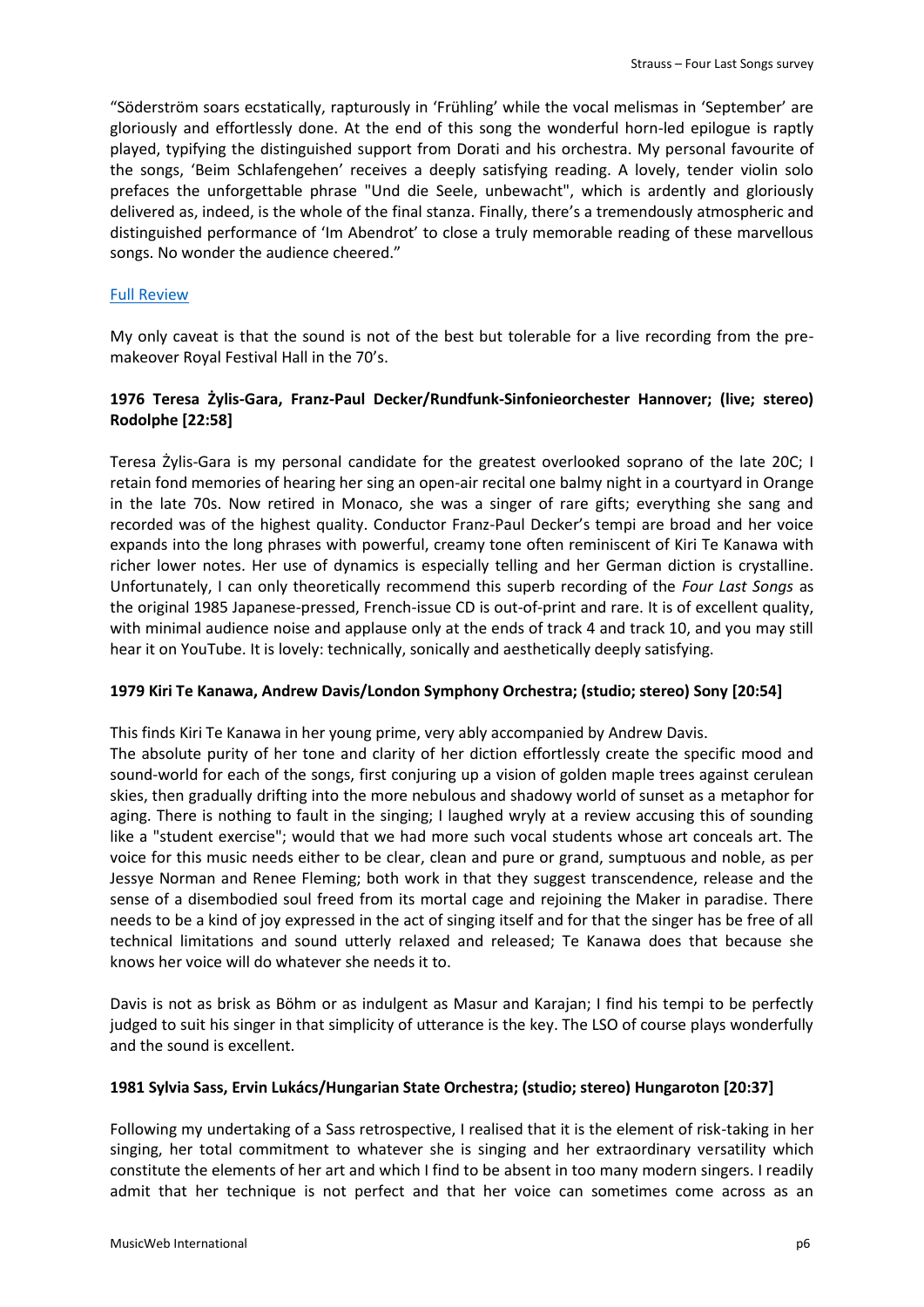"Söderström soars ecstatically, rapturously in 'Frühling' while the vocal melismas in 'September' are gloriously and effortlessly done. At the end of this song the wonderful horn-led epilogue is raptly played, typifying the distinguished support from Dorati and his orchestra. My personal favourite of the songs, 'Beim Schlafengehen' receives a deeply satisfying reading. A lovely, tender violin solo prefaces the unforgettable phrase "Und die Seele, unbewacht", which is ardently and gloriously delivered as, indeed, is the whole of the final stanza. Finally, there's a tremendously atmospheric and distinguished performance of 'Im Abendrot' to close a truly memorable reading of these marvellous songs. No wonder the audience cheered."

Full Review

My only caveat is that the sound is not of the best but tolerable for a live recording from the pre-makeover Royal Festival Hall in the 70's.

**1976 Teresa Żylis-Gara, Franz-Paul Decker/Rundfunk-Sinfonieorchester Hannover; (live; stereo) Rodolphe [22:58]**

Teresa Żylis-Gara is my personal candidate for the greatest overlooked soprano of the late 20C; I retain fond memories of hearing her sing an open-air recital one balmy night in a courtyard in Orange in the late 70s. Now retired in Monaco, she was a singer of rare gifts; everything she sang and recorded was of the highest quality. Conductor Franz-Paul Decker's tempi are broad and her voice expands into the long phrases with powerful, creamy tone often reminiscent of Kiri Te Kanawa with richer lower notes. Her use of dynamics is especially telling and her German diction is crystalline. Unfortunately, I can only theoretically recommend this superb recording of the *Four Last Songs* as the original 1985 Japanese-pressed, French-issue CD is out-of-print and rare. It is of excellent quality, with minimal audience noise and applause only at the ends of track 4 and track 10, and you may still hear it on YouTube. It is lovely: technically, sonically and aesthetically deeply satisfying.

**1979 Kiri Te Kanawa, Andrew Davis/London Symphony Orchestra; (studio; stereo) Sony [20:54]**

This finds Kiri Te Kanawa in her young prime, very ably accompanied by Andrew Davis.
The absolute purity of her tone and clarity of her diction effortlessly create the specific mood and sound-world for each of the songs, first conjuring up a vision of golden maple trees against cerulean skies, then gradually drifting into the more nebulous and shadowy world of sunset as a metaphor for aging. There is nothing to fault in the singing; I laughed wryly at a review accusing this of sounding like a "student exercise"; would that we had more such vocal students whose art conceals art. The voice for this music needs either to be clear, clean and pure or grand, sumptuous and noble, as per Jessye Norman and Renee Fleming; both work in that they suggest transcendence, release and the sense of a disembodied soul freed from its mortal cage and rejoining the Maker in paradise. There needs to be a kind of joy expressed in the act of singing itself and for that the singer has be free of all technical limitations and sound utterly relaxed and released; Te Kanawa does that because she knows her voice will do whatever she needs it to.

Davis is not as brisk as Böhm or as indulgent as Masur and Karajan; I find his tempi to be perfectly judged to suit his singer in that simplicity of utterance is the key. The LSO of course plays wonderfully and the sound is excellent.

**1981 Sylvia Sass, Ervin Lukács/Hungarian State Orchestra; (studio; stereo) Hungaroton [20:37]**

Following my undertaking of a Sass retrospective, I realised that it is the element of risk-taking in her singing, her total commitment to whatever she is singing and her extraordinary versatility which constitute the elements of her art and which I find to be absent in too many modern singers. I readily admit that her technique is not perfect and that her voice can sometimes come across as an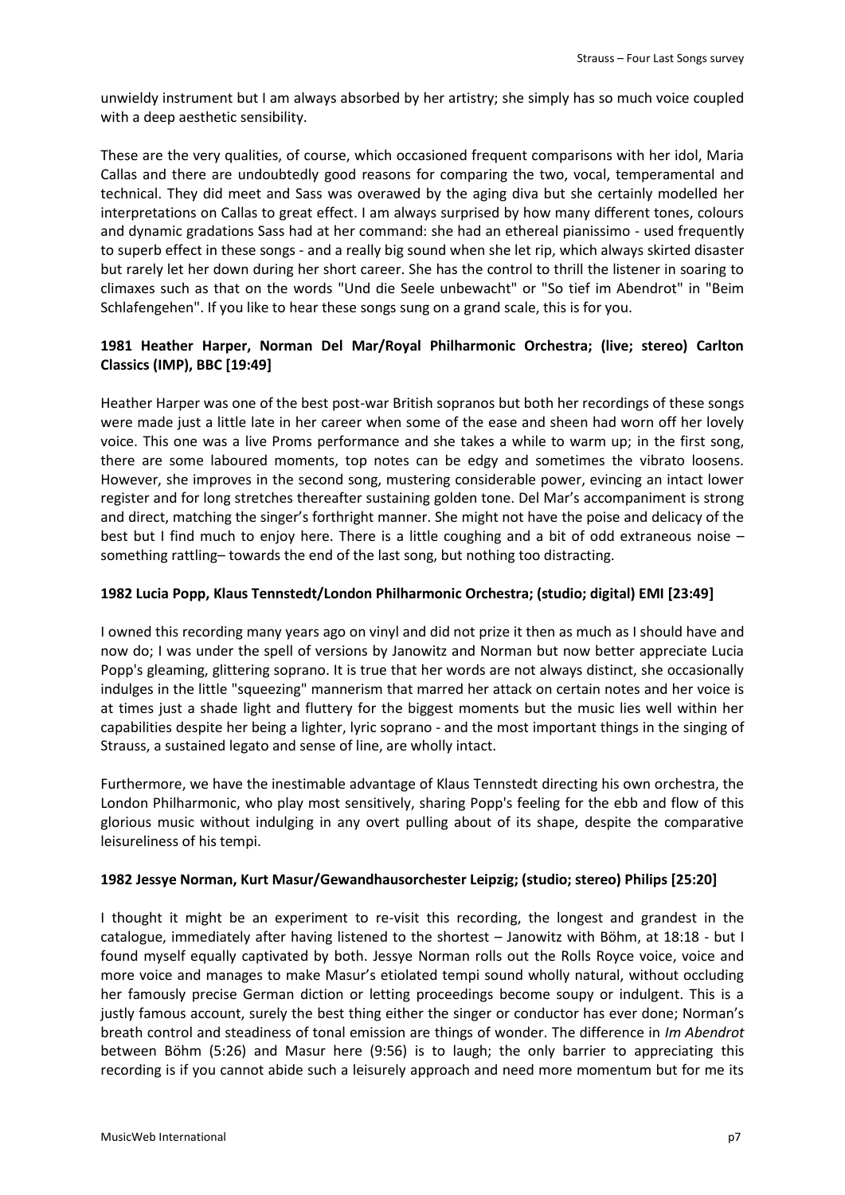unwieldy instrument but I am always absorbed by her artistry; she simply has so much voice coupled with a deep aesthetic sensibility.

These are the very qualities, of course, which occasioned frequent comparisons with her idol, Maria Callas and there are undoubtedly good reasons for comparing the two, vocal, temperamental and technical. They did meet and Sass was overawed by the aging diva but she certainly modelled her interpretations on Callas to great effect. I am always surprised by how many different tones, colours and dynamic gradations Sass had at her command: she had an ethereal pianissimo - used frequently to superb effect in these songs - and a really big sound when she let rip, which always skirted disaster but rarely let her down during her short career. She has the control to thrill the listener in soaring to climaxes such as that on the words "Und die Seele unbewacht" or "So tief im Abendrot" in "Beim Schlafengehen". If you like to hear these songs sung on a grand scale, this is for you.

**1981 Heather Harper, Norman Del Mar/Royal Philharmonic Orchestra; (live; stereo) Carlton Classics (IMP), BBC [19:49]**

Heather Harper was one of the best post-war British sopranos but both her recordings of these songs were made just a little late in her career when some of the ease and sheen had worn off her lovely voice. This one was a live Proms performance and she takes a while to warm up; in the first song, there are some laboured moments, top notes can be edgy and sometimes the vibrato loosens. However, she improves in the second song, mustering considerable power, evincing an intact lower register and for long stretches thereafter sustaining golden tone. Del Mar's accompaniment is strong and direct, matching the singer's forthright manner. She might not have the poise and delicacy of the best but I find much to enjoy here. There is a little coughing and a bit of odd extraneous noise – something rattling– towards the end of the last song, but nothing too distracting.

**1982 Lucia Popp, Klaus Tennstedt/London Philharmonic Orchestra; (studio; digital) EMI [23:49]**

I owned this recording many years ago on vinyl and did not prize it then as much as I should have and now do; I was under the spell of versions by Janowitz and Norman but now better appreciate Lucia Popp's gleaming, glittering soprano. It is true that her words are not always distinct, she occasionally indulges in the little "squeezing" mannerism that marred her attack on certain notes and her voice is at times just a shade light and fluttery for the biggest moments but the music lies well within her capabilities despite her being a lighter, lyric soprano - and the most important things in the singing of Strauss, a sustained legato and sense of line, are wholly intact.

Furthermore, we have the inestimable advantage of Klaus Tennstedt directing his own orchestra, the London Philharmonic, who play most sensitively, sharing Popp's feeling for the ebb and flow of this glorious music without indulging in any overt pulling about of its shape, despite the comparative leisureliness of his tempi.

**1982 Jessye Norman, Kurt Masur/Gewandhausorchester Leipzig; (studio; stereo) Philips [25:20]**

I thought it might be an experiment to re-visit this recording, the longest and grandest in the catalogue, immediately after having listened to the shortest – Janowitz with Böhm, at 18:18 - but I found myself equally captivated by both. Jessye Norman rolls out the Rolls Royce voice, voice and more voice and manages to make Masur's etiolated tempi sound wholly natural, without occluding her famously precise German diction or letting proceedings become soupy or indulgent. This is a justly famous account, surely the best thing either the singer or conductor has ever done; Norman's breath control and steadiness of tonal emission are things of wonder. The difference in *Im Abendrot* between Böhm (5:26) and Masur here (9:56) is to laugh; the only barrier to appreciating this recording is if you cannot abide such a leisurely approach and need more momentum but for me its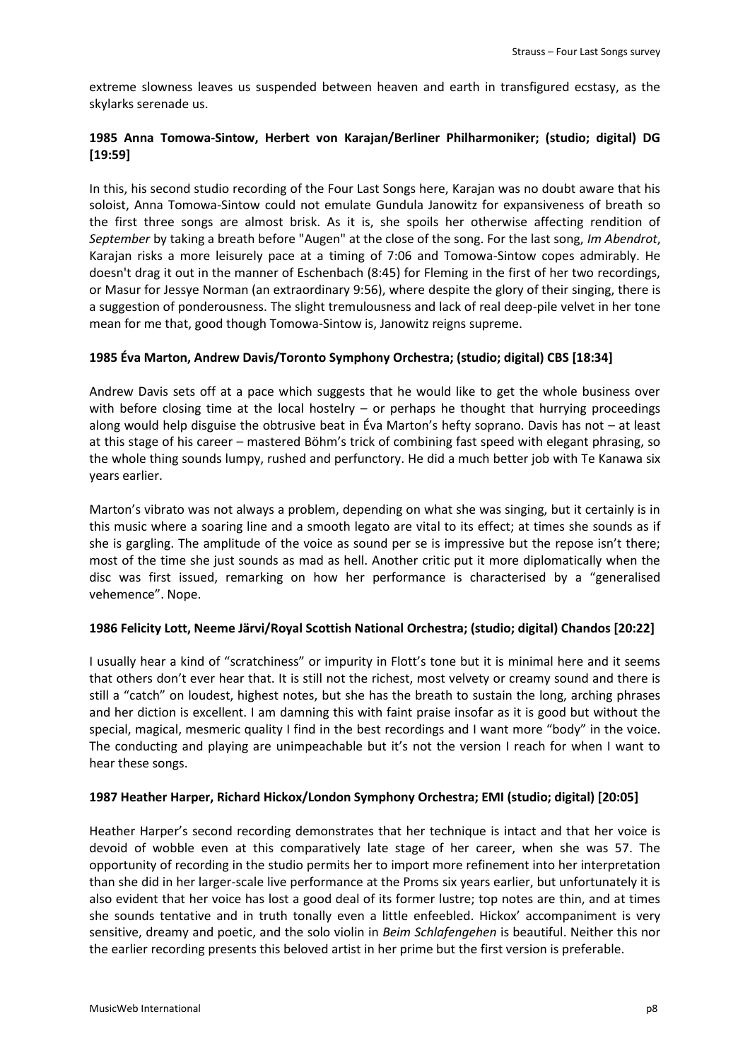extreme slowness leaves us suspended between heaven and earth in transfigured ecstasy, as the skylarks serenade us.

**1985 Anna Tomowa-Sintow, Herbert von Karajan/Berliner Philharmoniker; (studio; digital) DG [19:59]**

In this, his second studio recording of the Four Last Songs here, Karajan was no doubt aware that his soloist, Anna Tomowa-Sintow could not emulate Gundula Janowitz for expansiveness of breath so the first three songs are almost brisk. As it is, she spoils her otherwise affecting rendition of *September* by taking a breath before "Augen" at the close of the song. For the last song, *Im Abendrot*, Karajan risks a more leisurely pace at a timing of 7:06 and Tomowa-Sintow copes admirably. He doesn't drag it out in the manner of Eschenbach (8:45) for Fleming in the first of her two recordings, or Masur for Jessye Norman (an extraordinary 9:56), where despite the glory of their singing, there is a suggestion of ponderousness. The slight tremulousness and lack of real deep-pile velvet in her tone mean for me that, good though Tomowa-Sintow is, Janowitz reigns supreme.

**1985 Éva Marton, Andrew Davis/Toronto Symphony Orchestra; (studio; digital) CBS [18:34]**

Andrew Davis sets off at a pace which suggests that he would like to get the whole business over with before closing time at the local hostelry – or perhaps he thought that hurrying proceedings along would help disguise the obtrusive beat in Éva Marton's hefty soprano. Davis has not – at least at this stage of his career – mastered Böhm's trick of combining fast speed with elegant phrasing, so the whole thing sounds lumpy, rushed and perfunctory. He did a much better job with Te Kanawa six years earlier.

Marton's vibrato was not always a problem, depending on what she was singing, but it certainly is in this music where a soaring line and a smooth legato are vital to its effect; at times she sounds as if she is gargling. The amplitude of the voice as sound per se is impressive but the repose isn't there; most of the time she just sounds as mad as hell. Another critic put it more diplomatically when the disc was first issued, remarking on how her performance is characterised by a "generalised vehemence". Nope.

**1986 Felicity Lott, Neeme Järvi/Royal Scottish National Orchestra; (studio; digital) Chandos [20:22]**

I usually hear a kind of "scratchiness" or impurity in Flott's tone but it is minimal here and it seems that others don't ever hear that. It is still not the richest, most velvety or creamy sound and there is still a "catch" on loudest, highest notes, but she has the breath to sustain the long, arching phrases and her diction is excellent. I am damning this with faint praise insofar as it is good but without the special, magical, mesmeric quality I find in the best recordings and I want more "body" in the voice. The conducting and playing are unimpeachable but it's not the version I reach for when I want to hear these songs.

**1987 Heather Harper, Richard Hickox/London Symphony Orchestra; EMI (studio; digital) [20:05]**

Heather Harper's second recording demonstrates that her technique is intact and that her voice is devoid of wobble even at this comparatively late stage of her career, when she was 57. The opportunity of recording in the studio permits her to import more refinement into her interpretation than she did in her larger-scale live performance at the Proms six years earlier, but unfortunately it is also evident that her voice has lost a good deal of its former lustre; top notes are thin, and at times she sounds tentative and in truth tonally even a little enfeebled. Hickox' accompaniment is very sensitive, dreamy and poetic, and the solo violin in *Beim Schlafengehen* is beautiful. Neither this nor the earlier recording presents this beloved artist in her prime but the first version is preferable.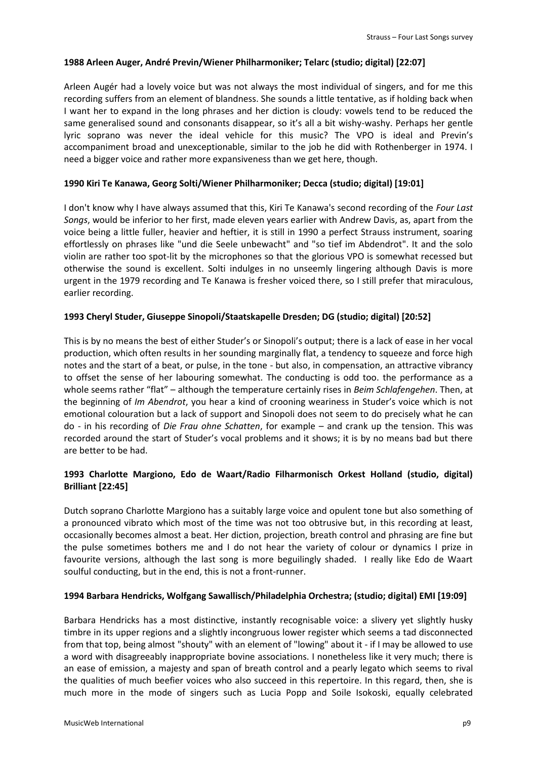**1988 Arleen Auger, André Previn/Wiener Philharmoniker; Telarc (studio; digital) [22:07]**

Arleen Augér had a lovely voice but was not always the most individual of singers, and for me this recording suffers from an element of blandness. She sounds a little tentative, as if holding back when I want her to expand in the long phrases and her diction is cloudy: vowels tend to be reduced the same generalised sound and consonants disappear, so it's all a bit wishy-washy. Perhaps her gentle lyric soprano was never the ideal vehicle for this music? The VPO is ideal and Previn's accompaniment broad and unexceptionable, similar to the job he did with Rothenberger in 1974. I need a bigger voice and rather more expansiveness than we get here, though.

**1990 Kiri Te Kanawa, Georg Solti/Wiener Philharmoniker; Decca (studio; digital) [19:01]**

I don't know why I have always assumed that this, Kiri Te Kanawa's second recording of the *Four Last Songs*, would be inferior to her first, made eleven years earlier with Andrew Davis, as, apart from the voice being a little fuller, heavier and heftier, it is still in 1990 a perfect Strauss instrument, soaring effortlessly on phrases like "und die Seele unbewacht" and "so tief im Abdendrot". It and the solo violin are rather too spot-lit by the microphones so that the glorious VPO is somewhat recessed but otherwise the sound is excellent. Solti indulges in no unseemly lingering although Davis is more urgent in the 1979 recording and Te Kanawa is fresher voiced there, so I still prefer that miraculous, earlier recording.

**1993 Cheryl Studer, Giuseppe Sinopoli/Staatskapelle Dresden; DG (studio; digital) [20:52]**

This is by no means the best of either Studer's or Sinopoli's output; there is a lack of ease in her vocal production, which often results in her sounding marginally flat, a tendency to squeeze and force high notes and the start of a beat, or pulse, in the tone - but also, in compensation, an attractive vibrancy to offset the sense of her labouring somewhat. The conducting is odd too. the performance as a whole seems rather "flat" – although the temperature certainly rises in *Beim Schlafengehen*. Then, at the beginning of *Im Abendrot*, you hear a kind of crooning weariness in Studer's voice which is not emotional colouration but a lack of support and Sinopoli does not seem to do precisely what he can do - in his recording of *Die Frau ohne Schatten*, for example – and crank up the tension. This was recorded around the start of Studer's vocal problems and it shows; it is by no means bad but there are better to be had.

**1993 Charlotte Margiono, Edo de Waart/Radio Filharmonisch Orkest Holland (studio, digital) Brilliant [22:45]**

Dutch soprano Charlotte Margiono has a suitably large voice and opulent tone but also something of a pronounced vibrato which most of the time was not too obtrusive but, in this recording at least, occasionally becomes almost a beat. Her diction, projection, breath control and phrasing are fine but the pulse sometimes bothers me and I do not hear the variety of colour or dynamics I prize in favourite versions, although the last song is more beguilingly shaded. I really like Edo de Waart soulful conducting, but in the end, this is not a front-runner.

**1994 Barbara Hendricks, Wolfgang Sawallisch/Philadelphia Orchestra; (studio; digital) EMI [19:09]**

Barbara Hendricks has a most distinctive, instantly recognisable voice: a slivery yet slightly husky timbre in its upper regions and a slightly incongruous lower register which seems a tad disconnected from that top, being almost "shouty" with an element of "lowing" about it - if I may be allowed to use a word with disagreeably inappropriate bovine associations. I nonetheless like it very much; there is an ease of emission, a majesty and span of breath control and a pearly legato which seems to rival the qualities of much beefier voices who also succeed in this repertoire. In this regard, then, she is much more in the mode of singers such as Lucia Popp and Soile Isokoski, equally celebrated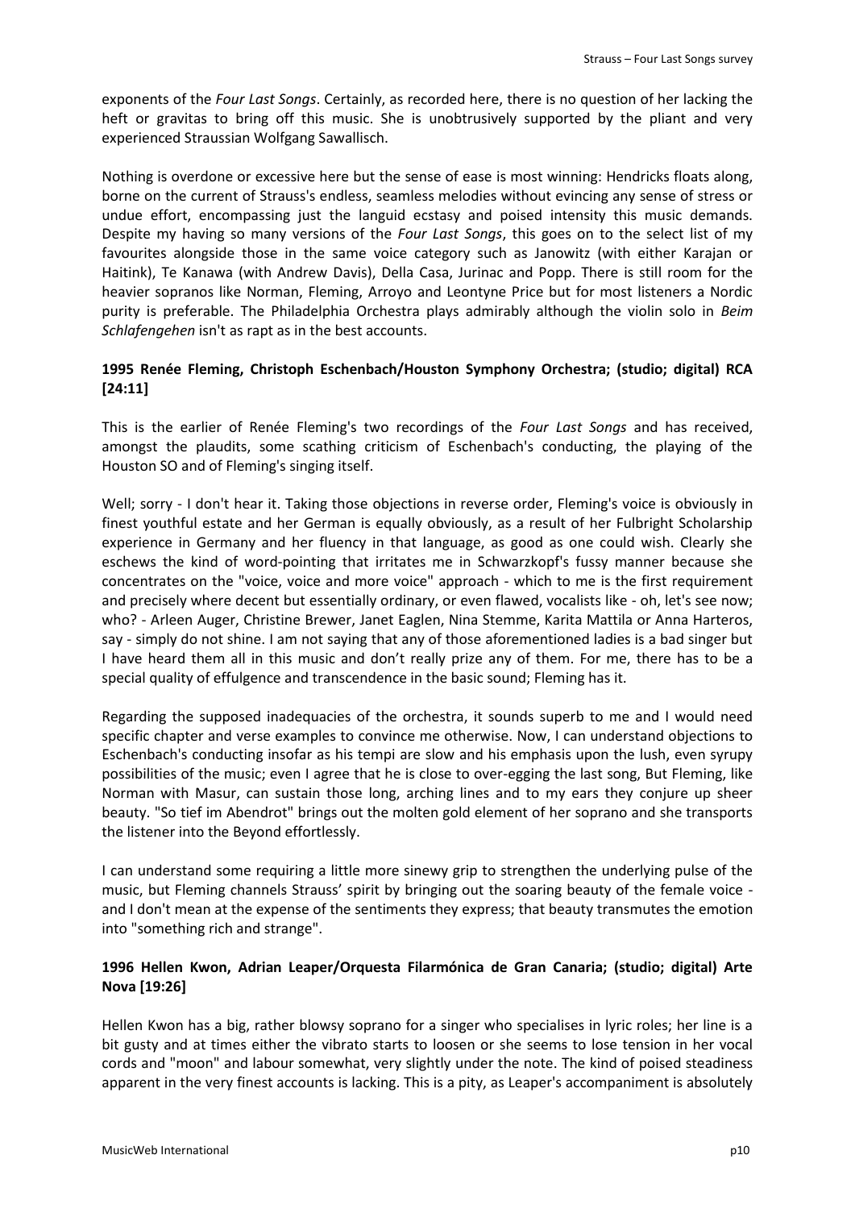exponents of the *Four Last Songs*. Certainly, as recorded here, there is no question of her lacking the heft or gravitas to bring off this music. She is unobtrusively supported by the pliant and very experienced Straussian Wolfgang Sawallisch.

Nothing is overdone or excessive here but the sense of ease is most winning: Hendricks floats along, borne on the current of Strauss's endless, seamless melodies without evincing any sense of stress or undue effort, encompassing just the languid ecstasy and poised intensity this music demands. Despite my having so many versions of the *Four Last Songs*, this goes on to the select list of my favourites alongside those in the same voice category such as Janowitz (with either Karajan or Haitink), Te Kanawa (with Andrew Davis), Della Casa, Jurinac and Popp. There is still room for the heavier sopranos like Norman, Fleming, Arroyo and Leontyne Price but for most listeners a Nordic purity is preferable. The Philadelphia Orchestra plays admirably although the violin solo in *Beim Schlafengehen* isn't as rapt as in the best accounts.

**1995 Renée Fleming, Christoph Eschenbach/Houston Symphony Orchestra; (studio; digital) RCA [24:11]**

This is the earlier of Renée Fleming's two recordings of the *Four Last Songs* and has received, amongst the plaudits, some scathing criticism of Eschenbach's conducting, the playing of the Houston SO and of Fleming's singing itself.

Well; sorry - I don't hear it. Taking those objections in reverse order, Fleming's voice is obviously in finest youthful estate and her German is equally obviously, as a result of her Fulbright Scholarship experience in Germany and her fluency in that language, as good as one could wish. Clearly she eschews the kind of word-pointing that irritates me in Schwarzkopf's fussy manner because she concentrates on the "voice, voice and more voice" approach - which to me is the first requirement and precisely where decent but essentially ordinary, or even flawed, vocalists like - oh, let's see now; who? - Arleen Auger, Christine Brewer, Janet Eaglen, Nina Stemme, Karita Mattila or Anna Harteros, say - simply do not shine. I am not saying that any of those aforementioned ladies is a bad singer but I have heard them all in this music and don't really prize any of them. For me, there has to be a special quality of effulgence and transcendence in the basic sound; Fleming has it.

Regarding the supposed inadequacies of the orchestra, it sounds superb to me and I would need specific chapter and verse examples to convince me otherwise. Now, I can understand objections to Eschenbach's conducting insofar as his tempi are slow and his emphasis upon the lush, even syrupy possibilities of the music; even I agree that he is close to over-egging the last song, But Fleming, like Norman with Masur, can sustain those long, arching lines and to my ears they conjure up sheer beauty. "So tief im Abendrot" brings out the molten gold element of her soprano and she transports the listener into the Beyond effortlessly.

I can understand some requiring a little more sinewy grip to strengthen the underlying pulse of the music, but Fleming channels Strauss' spirit by bringing out the soaring beauty of the female voice - and I don't mean at the expense of the sentiments they express; that beauty transmutes the emotion into "something rich and strange".

**1996 Hellen Kwon, Adrian Leaper/Orquesta Filarmónica de Gran Canaria; (studio; digital) Arte Nova [19:26]**

Hellen Kwon has a big, rather blowsy soprano for a singer who specialises in lyric roles; her line is a bit gusty and at times either the vibrato starts to loosen or she seems to lose tension in her vocal cords and "moon" and labour somewhat, very slightly under the note. The kind of poised steadiness apparent in the very finest accounts is lacking. This is a pity, as Leaper's accompaniment is absolutely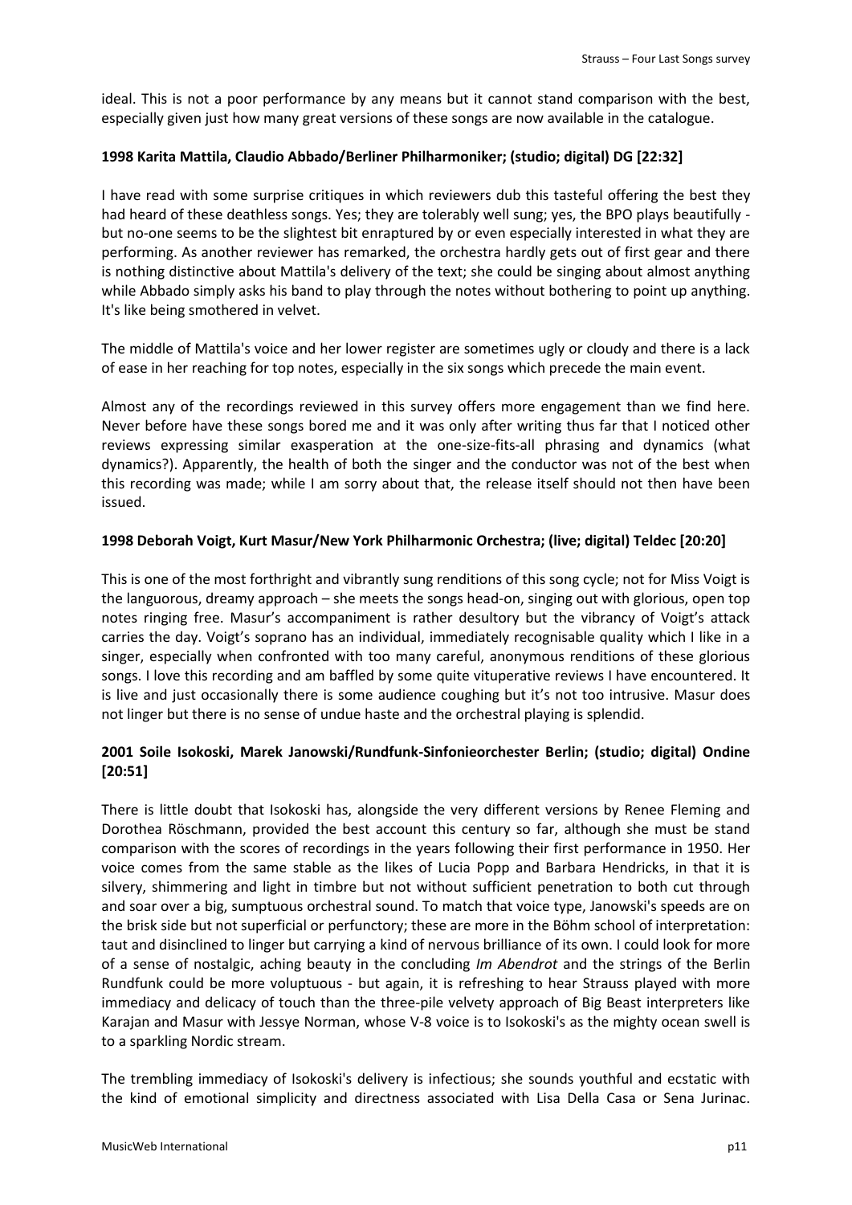ideal. This is not a poor performance by any means but it cannot stand comparison with the best, especially given just how many great versions of these songs are now available in the catalogue.

**1998 Karita Mattila, Claudio Abbado/Berliner Philharmoniker; (studio; digital) DG [22:32]**

I have read with some surprise critiques in which reviewers dub this tasteful offering the best they had heard of these deathless songs. Yes; they are tolerably well sung; yes, the BPO plays beautifully - but no-one seems to be the slightest bit enraptured by or even especially interested in what they are performing. As another reviewer has remarked, the orchestra hardly gets out of first gear and there is nothing distinctive about Mattila's delivery of the text; she could be singing about almost anything while Abbado simply asks his band to play through the notes without bothering to point up anything. It's like being smothered in velvet.

The middle of Mattila's voice and her lower register are sometimes ugly or cloudy and there is a lack of ease in her reaching for top notes, especially in the six songs which precede the main event.

Almost any of the recordings reviewed in this survey offers more engagement than we find here. Never before have these songs bored me and it was only after writing thus far that I noticed other reviews expressing similar exasperation at the one-size-fits-all phrasing and dynamics (what dynamics?). Apparently, the health of both the singer and the conductor was not of the best when this recording was made; while I am sorry about that, the release itself should not then have been issued.

**1998 Deborah Voigt, Kurt Masur/New York Philharmonic Orchestra; (live; digital) Teldec [20:20]**

This is one of the most forthright and vibrantly sung renditions of this song cycle; not for Miss Voigt is the languorous, dreamy approach – she meets the songs head-on, singing out with glorious, open top notes ringing free. Masur's accompaniment is rather desultory but the vibrancy of Voigt's attack carries the day. Voigt's soprano has an individual, immediately recognisable quality which I like in a singer, especially when confronted with too many careful, anonymous renditions of these glorious songs. I love this recording and am baffled by some quite vituperative reviews I have encountered. It is live and just occasionally there is some audience coughing but it's not too intrusive. Masur does not linger but there is no sense of undue haste and the orchestral playing is splendid.

**2001 Soile Isokoski, Marek Janowski/Rundfunk-Sinfonieorchester Berlin; (studio; digital) Ondine [20:51]**

There is little doubt that Isokoski has, alongside the very different versions by Renee Fleming and Dorothea Röschmann, provided the best account this century so far, although she must be stand comparison with the scores of recordings in the years following their first performance in 1950. Her voice comes from the same stable as the likes of Lucia Popp and Barbara Hendricks, in that it is silvery, shimmering and light in timbre but not without sufficient penetration to both cut through and soar over a big, sumptuous orchestral sound. To match that voice type, Janowski's speeds are on the brisk side but not superficial or perfunctory; these are more in the Böhm school of interpretation: taut and disinclined to linger but carrying a kind of nervous brilliance of its own. I could look for more of a sense of nostalgic, aching beauty in the concluding *Im Abendrot* and the strings of the Berlin Rundfunk could be more voluptuous - but again, it is refreshing to hear Strauss played with more immediacy and delicacy of touch than the three-pile velvety approach of Big Beast interpreters like Karajan and Masur with Jessye Norman, whose V-8 voice is to Isokoski's as the mighty ocean swell is to a sparkling Nordic stream.

The trembling immediacy of Isokoski's delivery is infectious; she sounds youthful and ecstatic with the kind of emotional simplicity and directness associated with Lisa Della Casa or Sena Jurinac.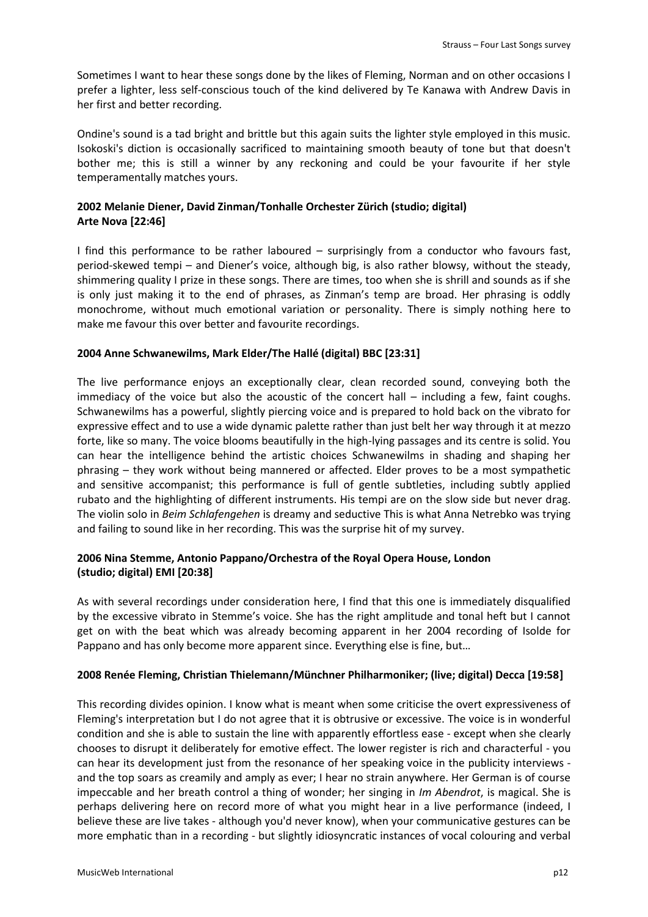Sometimes I want to hear these songs done by the likes of Fleming, Norman and on other occasions I prefer a lighter, less self-conscious touch of the kind delivered by Te Kanawa with Andrew Davis in her first and better recording.

Ondine's sound is a tad bright and brittle but this again suits the lighter style employed in this music. Isokoski's diction is occasionally sacrificed to maintaining smooth beauty of tone but that doesn't bother me; this is still a winner by any reckoning and could be your favourite if her style temperamentally matches yours.

**2002 Melanie Diener, David Zinman/Tonhalle Orchester Zürich (studio; digital)**
**Arte Nova [22:46]**

I find this performance to be rather laboured – surprisingly from a conductor who favours fast, period-skewed tempi – and Diener's voice, although big, is also rather blowsy, without the steady, shimmering quality I prize in these songs. There are times, too when she is shrill and sounds as if she is only just making it to the end of phrases, as Zinman's temp are broad. Her phrasing is oddly monochrome, without much emotional variation or personality. There is simply nothing here to make me favour this over better and favourite recordings.

**2004 Anne Schwanewilms, Mark Elder/The Hallé (digital) BBC [23:31]**

The live performance enjoys an exceptionally clear, clean recorded sound, conveying both the immediacy of the voice but also the acoustic of the concert hall – including a few, faint coughs. Schwanewilms has a powerful, slightly piercing voice and is prepared to hold back on the vibrato for expressive effect and to use a wide dynamic palette rather than just belt her way through it at mezzo forte, like so many. The voice blooms beautifully in the high-lying passages and its centre is solid. You can hear the intelligence behind the artistic choices Schwanewilms in shading and shaping her phrasing – they work without being mannered or affected. Elder proves to be a most sympathetic and sensitive accompanist; this performance is full of gentle subtleties, including subtly applied rubato and the highlighting of different instruments. His tempi are on the slow side but never drag. The violin solo in *Beim Schlafengehen* is dreamy and seductive This is what Anna Netrebko was trying and failing to sound like in her recording. This was the surprise hit of my survey.

**2006 Nina Stemme, Antonio Pappano/Orchestra of the Royal Opera House, London**
**(studio; digital) EMI [20:38]**

As with several recordings under consideration here, I find that this one is immediately disqualified by the excessive vibrato in Stemme's voice. She has the right amplitude and tonal heft but I cannot get on with the beat which was already becoming apparent in her 2004 recording of Isolde for Pappano and has only become more apparent since. Everything else is fine, but…

**2008 Renée Fleming, Christian Thielemann/Münchner Philharmoniker; (live; digital) Decca [19:58]**

This recording divides opinion. I know what is meant when some criticise the overt expressiveness of Fleming's interpretation but I do not agree that it is obtrusive or excessive. The voice is in wonderful condition and she is able to sustain the line with apparently effortless ease - except when she clearly chooses to disrupt it deliberately for emotive effect. The lower register is rich and characterful - you can hear its development just from the resonance of her speaking voice in the publicity interviews - and the top soars as creamily and amply as ever; I hear no strain anywhere. Her German is of course impeccable and her breath control a thing of wonder; her singing in *Im Abendrot*, is magical. She is perhaps delivering here on record more of what you might hear in a live performance (indeed, I believe these are live takes - although you'd never know), when your communicative gestures can be more emphatic than in a recording - but slightly idiosyncratic instances of vocal colouring and verbal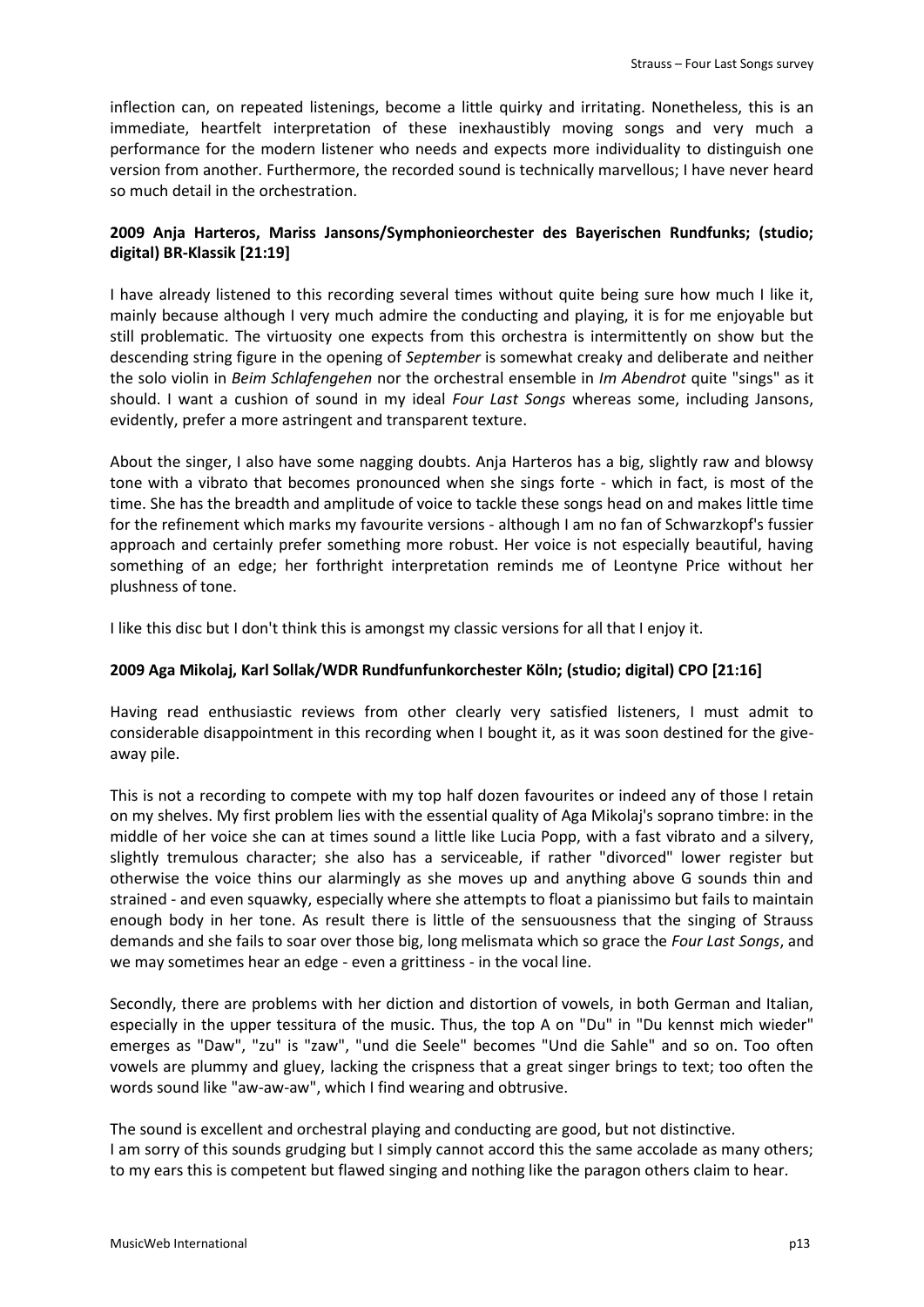inflection can, on repeated listenings, become a little quirky and irritating. Nonetheless, this is an immediate, heartfelt interpretation of these inexhaustibly moving songs and very much a performance for the modern listener who needs and expects more individuality to distinguish one version from another. Furthermore, the recorded sound is technically marvellous; I have never heard so much detail in the orchestration.

**2009 Anja Harteros, Mariss Jansons/Symphonieorchester des Bayerischen Rundfunks; (studio; digital) BR-Klassik [21:19]**

I have already listened to this recording several times without quite being sure how much I like it, mainly because although I very much admire the conducting and playing, it is for me enjoyable but still problematic. The virtuosity one expects from this orchestra is intermittently on show but the descending string figure in the opening of *September* is somewhat creaky and deliberate and neither the solo violin in *Beim Schlafengehen* nor the orchestral ensemble in *Im Abendrot* quite "sings" as it should. I want a cushion of sound in my ideal *Four Last Songs* whereas some, including Jansons, evidently, prefer a more astringent and transparent texture.

About the singer, I also have some nagging doubts. Anja Harteros has a big, slightly raw and blowsy tone with a vibrato that becomes pronounced when she sings forte - which in fact, is most of the time. She has the breadth and amplitude of voice to tackle these songs head on and makes little time for the refinement which marks my favourite versions - although I am no fan of Schwarzkopf's fussier approach and certainly prefer something more robust. Her voice is not especially beautiful, having something of an edge; her forthright interpretation reminds me of Leontyne Price without her plushness of tone.

I like this disc but I don't think this is amongst my classic versions for all that I enjoy it.

**2009 Aga Mikolaj, Karl Sollak/WDR Rundfunfunkorchester Köln; (studio; digital) CPO [21:16]**

Having read enthusiastic reviews from other clearly very satisfied listeners, I must admit to considerable disappointment in this recording when I bought it, as it was soon destined for the give-away pile.

This is not a recording to compete with my top half dozen favourites or indeed any of those I retain on my shelves. My first problem lies with the essential quality of Aga Mikolaj's soprano timbre: in the middle of her voice she can at times sound a little like Lucia Popp, with a fast vibrato and a silvery, slightly tremulous character; she also has a serviceable, if rather "divorced" lower register but otherwise the voice thins our alarmingly as she moves up and anything above G sounds thin and strained - and even squawky, especially where she attempts to float a pianissimo but fails to maintain enough body in her tone. As result there is little of the sensuousness that the singing of Strauss demands and she fails to soar over those big, long melismata which so grace the *Four Last Songs*, and we may sometimes hear an edge - even a grittiness - in the vocal line.

Secondly, there are problems with her diction and distortion of vowels, in both German and Italian, especially in the upper tessitura of the music. Thus, the top A on "Du" in "Du kennst mich wieder" emerges as "Daw", "zu" is "zaw", "und die Seele" becomes "Und die Sahle" and so on. Too often vowels are plummy and gluey, lacking the crispness that a great singer brings to text; too often the words sound like "aw-aw-aw", which I find wearing and obtrusive.

The sound is excellent and orchestral playing and conducting are good, but not distinctive.
I am sorry of this sounds grudging but I simply cannot accord this the same accolade as many others; to my ears this is competent but flawed singing and nothing like the paragon others claim to hear.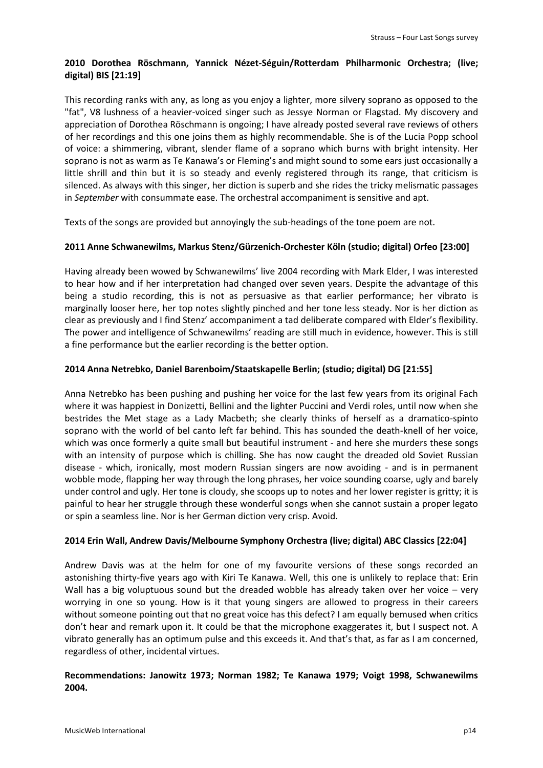**2010 Dorothea Röschmann, Yannick Nézet-Séguin/Rotterdam Philharmonic Orchestra; (live; digital) BIS [21:19]**

This recording ranks with any, as long as you enjoy a lighter, more silvery soprano as opposed to the "fat", V8 lushness of a heavier-voiced singer such as Jessye Norman or Flagstad. My discovery and appreciation of Dorothea Röschmann is ongoing; I have already posted several rave reviews of others of her recordings and this one joins them as highly recommendable. She is of the Lucia Popp school of voice: a shimmering, vibrant, slender flame of a soprano which burns with bright intensity. Her soprano is not as warm as Te Kanawa's or Fleming's and might sound to some ears just occasionally a little shrill and thin but it is so steady and evenly registered through its range, that criticism is silenced. As always with this singer, her diction is superb and she rides the tricky melismatic passages in *September* with consummate ease. The orchestral accompaniment is sensitive and apt.

Texts of the songs are provided but annoyingly the sub-headings of the tone poem are not.

**2011 Anne Schwanewilms, Markus Stenz/Gürzenich-Orchester Köln (studio; digital) Orfeo [23:00]**

Having already been wowed by Schwanewilms' live 2004 recording with Mark Elder, I was interested to hear how and if her interpretation had changed over seven years. Despite the advantage of this being a studio recording, this is not as persuasive as that earlier performance; her vibrato is marginally looser here, her top notes slightly pinched and her tone less steady. Nor is her diction as clear as previously and I find Stenz' accompaniment a tad deliberate compared with Elder's flexibility. The power and intelligence of Schwanewilms' reading are still much in evidence, however. This is still a fine performance but the earlier recording is the better option.

**2014 Anna Netrebko, Daniel Barenboim/Staatskapelle Berlin; (studio; digital) DG [21:55]**

Anna Netrebko has been pushing and pushing her voice for the last few years from its original Fach where it was happiest in Donizetti, Bellini and the lighter Puccini and Verdi roles, until now when she bestrides the Met stage as a Lady Macbeth; she clearly thinks of herself as a dramatico-spinto soprano with the world of bel canto left far behind. This has sounded the death-knell of her voice, which was once formerly a quite small but beautiful instrument - and here she murders these songs with an intensity of purpose which is chilling. She has now caught the dreaded old Soviet Russian disease - which, ironically, most modern Russian singers are now avoiding - and is in permanent wobble mode, flapping her way through the long phrases, her voice sounding coarse, ugly and barely under control and ugly. Her tone is cloudy, she scoops up to notes and her lower register is gritty; it is painful to hear her struggle through these wonderful songs when she cannot sustain a proper legato or spin a seamless line. Nor is her German diction very crisp. Avoid.

**2014 Erin Wall, Andrew Davis/Melbourne Symphony Orchestra (live; digital) ABC Classics [22:04]**

Andrew Davis was at the helm for one of my favourite versions of these songs recorded an astonishing thirty-five years ago with Kiri Te Kanawa. Well, this one is unlikely to replace that: Erin Wall has a big voluptuous sound but the dreaded wobble has already taken over her voice – very worrying in one so young. How is it that young singers are allowed to progress in their careers without someone pointing out that no great voice has this defect? I am equally bemused when critics don't hear and remark upon it. It could be that the microphone exaggerates it, but I suspect not. A vibrato generally has an optimum pulse and this exceeds it. And that's that, as far as I am concerned, regardless of other, incidental virtues.

**Recommendations: Janowitz 1973; Norman 1982; Te Kanawa 1979; Voigt 1998, Schwanewilms 2004.**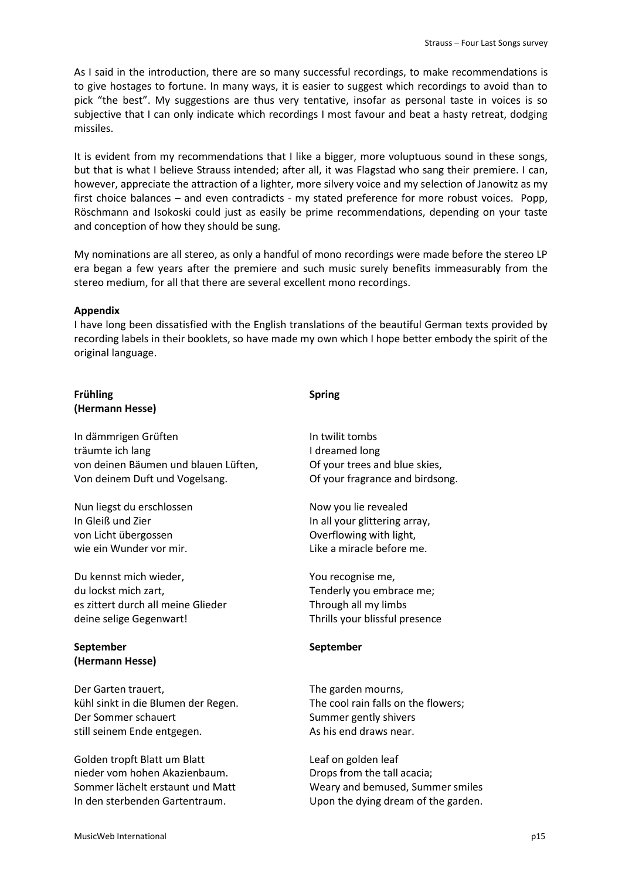As I said in the introduction, there are so many successful recordings, to make recommendations is to give hostages to fortune. In many ways, it is easier to suggest which recordings to avoid than to pick "the best". My suggestions are thus very tentative, insofar as personal taste in voices is so subjective that I can only indicate which recordings I most favour and beat a hasty retreat, dodging missiles.

It is evident from my recommendations that I like a bigger, more voluptuous sound in these songs, but that is what I believe Strauss intended; after all, it was Flagstad who sang their premiere. I can, however, appreciate the attraction of a lighter, more silvery voice and my selection of Janowitz as my first choice balances – and even contradicts - my stated preference for more robust voices. Popp, Röschmann and Isokoski could just as easily be prime recommendations, depending on your taste and conception of how they should be sung.

My nominations are all stereo, as only a handful of mono recordings were made before the stereo LP era began a few years after the premiere and such music surely benefits immeasurably from the stereo medium, for all that there are several excellent mono recordings.

**Appendix**

I have long been dissatisfied with the English translations of the beautiful German texts provided by recording labels in their booklets, so have made my own which I hope better embody the spirit of the original language.

| **Frühling (Hermann Hesse)** | **Spring** |
|---|---|
| In dämmrigen Grüften | In twilit tombs |
| träumte ich lang | I dreamed long |
| von deinen Bäumen und blauen Lüften, | Of your trees and blue skies, |
| Von deinem Duft und Vogelsang. | Of your fragrance and birdsong. |
| | |
| Nun liegst du erschlossen | Now you lie revealed |
| In Gleiß und Zier | In all your glittering array, |
| von Licht übergossen | Overflowing with light, |
| wie ein Wunder vor mir. | Like a miracle before me. |
| | |
| Du kennst mich wieder, | You recognise me, |
| du lockst mich zart, | Tenderly you embrace me; |
| es zittert durch all meine Glieder | Through all my limbs |
| deine selige Gegenwart! | Thrills your blissful presence |

| **September (Hermann Hesse)** | **September** |
|---|---|
| Der Garten trauert, | The garden mourns, |
| kühl sinkt in die Blumen der Regen. | The cool rain falls on the flowers; |
| Der Sommer schauert | Summer gently shivers |
| still seinem Ende entgegen. | As his end draws near. |
| | |
| Golden tropft Blatt um Blatt | Leaf on golden leaf |
| nieder vom hohen Akazienbaum. | Drops from the tall acacia; |
| Sommer lächelt erstaunt und Matt | Weary and bemused, Summer smiles |
| In den sterbenden Gartentraum. | Upon the dying dream of the garden. |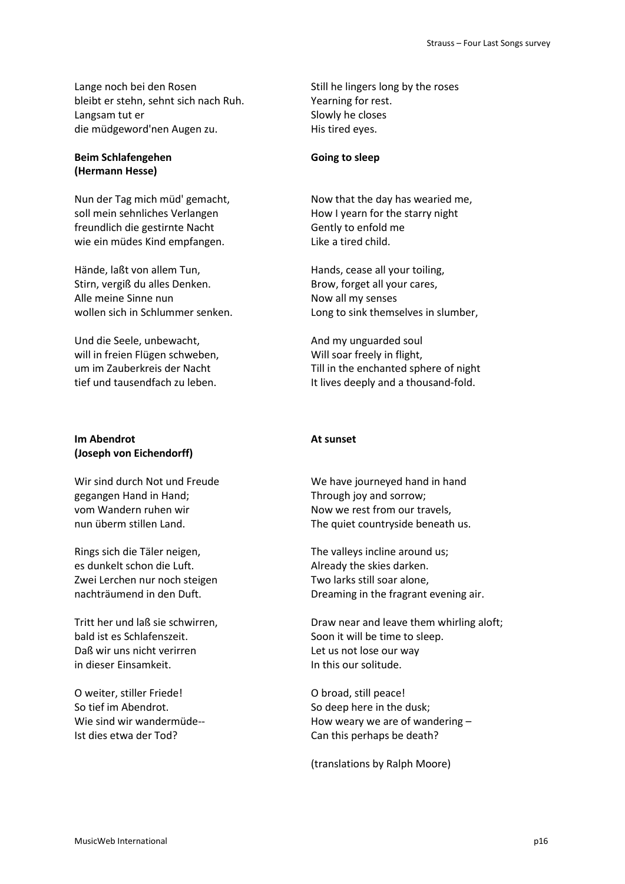Lange noch bei den Rosen
bleibt er stehn, sehnt sich nach Ruh.
Langsam tut er
die müdgeword'nen Augen zu.

Still he lingers long by the roses
Yearning for rest.
Slowly he closes
His tired eyes.

**Beim Schlafengehen**
**(Hermann Hesse)**

**Going to sleep**

Nun der Tag mich müd' gemacht,
soll mein sehnliches Verlangen
freundlich die gestirnte Nacht
wie ein müdes Kind empfangen.

Now that the day has wearied me,
How I yearn for the starry night
Gently to enfold me
Like a tired child.

Hände, laßt von allem Tun,
Stirn, vergiß du alles Denken.
Alle meine Sinne nun
wollen sich in Schlummer senken.

Hands, cease all your toiling,
Brow, forget all your cares,
Now all my senses
Long to sink themselves in slumber,

Und die Seele, unbewacht,
will in freien Flügen schweben,
um im Zauberkreis der Nacht
tief und tausendfach zu leben.

And my unguarded soul
Will soar freely in flight,
Till in the enchanted sphere of night
It lives deeply and a thousand-fold.

**Im Abendrot**
**(Joseph von Eichendorff)**

**At sunset**

Wir sind durch Not und Freude
gegangen Hand in Hand;
vom Wandern ruhen wir
nun überm stillen Land.

We have journeyed hand in hand
Through joy and sorrow;
Now we rest from our travels,
The quiet countryside beneath us.

Rings sich die Täler neigen,
es dunkelt schon die Luft.
Zwei Lerchen nur noch steigen
nachträumend in den Duft.

The valleys incline around us;
Already the skies darken.
Two larks still soar alone,
Dreaming in the fragrant evening air.

Tritt her und laß sie schwirren,
bald ist es Schlafenszeit.
Daß wir uns nicht verirren
in dieser Einsamkeit.

Draw near and leave them whirling aloft;
Soon it will be time to sleep.
Let us not lose our way
In this our solitude.

O weiter, stiller Friede!
So tief im Abendrot.
Wie sind wir wandermüde--
Ist dies etwa der Tod?

O broad, still peace!
So deep here in the dusk;
How weary we are of wandering –
Can this perhaps be death?

(translations by Ralph Moore)